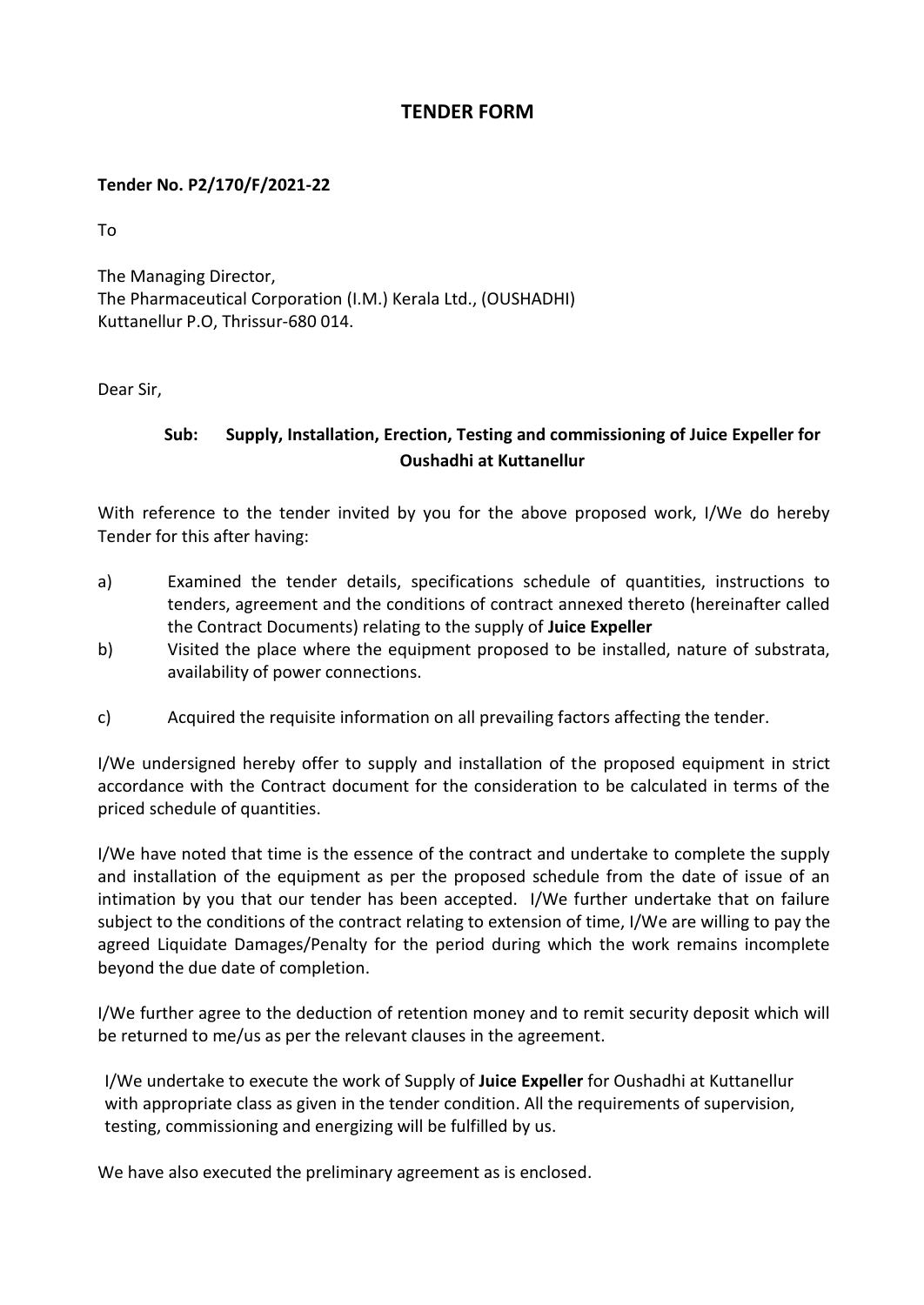# TENDER FORM

**Tender No. P2/170/F/2021-22**

To

The Managing Director,
The Pharmaceutical Corporation (I.M.) Kerala Ltd., (OUSHADHI)
Kuttanellur P.O, Thrissur-680 014.

Dear Sir,

**Sub: Supply, Installation, Erection, Testing and commissioning of Juice Expeller for Oushadhi at Kuttanellur**

With reference to the tender invited by you for the above proposed work, I/We do hereby Tender for this after having:

a) Examined the tender details, specifications schedule of quantities, instructions to tenders, agreement and the conditions of contract annexed thereto (hereinafter called the Contract Documents) relating to the supply of **Juice Expeller**

b) Visited the place where the equipment proposed to be installed, nature of substrata, availability of power connections.

c) Acquired the requisite information on all prevailing factors affecting the tender.

I/We undersigned hereby offer to supply and installation of the proposed equipment in strict accordance with the Contract document for the consideration to be calculated in terms of the priced schedule of quantities.

I/We have noted that time is the essence of the contract and undertake to complete the supply and installation of the equipment as per the proposed schedule from the date of issue of an intimation by you that our tender has been accepted. I/We further undertake that on failure subject to the conditions of the contract relating to extension of time, I/We are willing to pay the agreed Liquidate Damages/Penalty for the period during which the work remains incomplete beyond the due date of completion.

I/We further agree to the deduction of retention money and to remit security deposit which will be returned to me/us as per the relevant clauses in the agreement.

I/We undertake to execute the work of Supply of **Juice Expeller** for Oushadhi at Kuttanellur with appropriate class as given in the tender condition. All the requirements of supervision, testing, commissioning and energizing will be fulfilled by us.

We have also executed the preliminary agreement as is enclosed.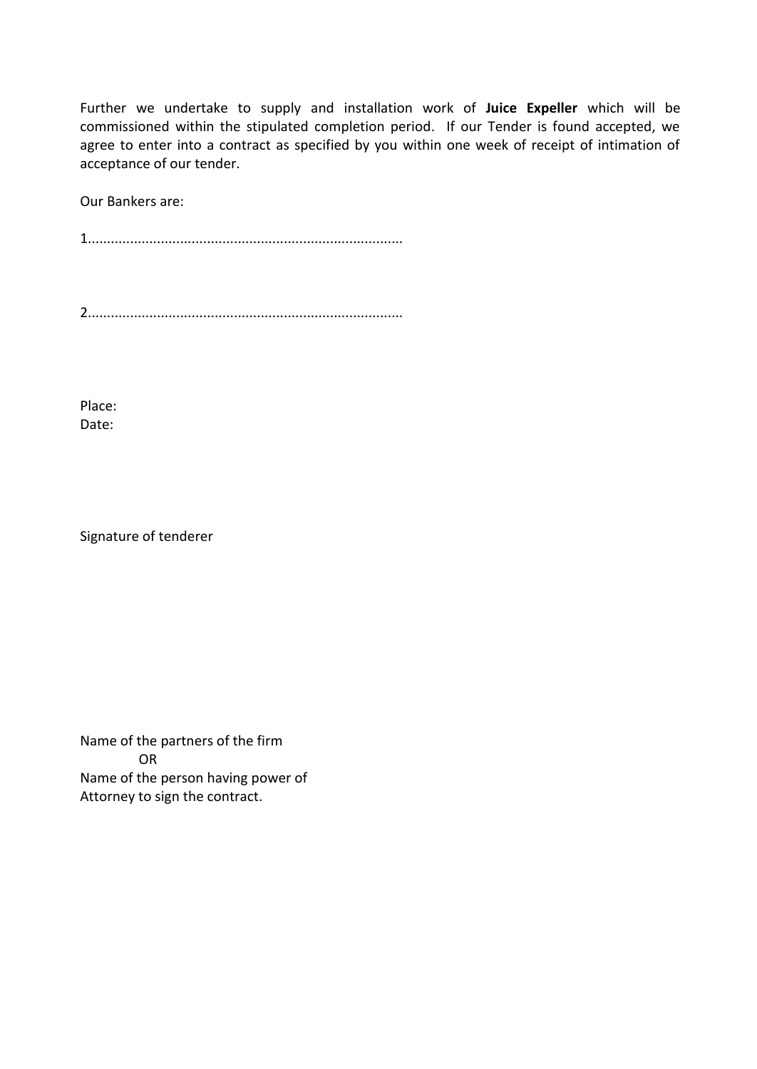Further we undertake to supply and installation work of **Juice Expeller** which will be commissioned within the stipulated completion period. If our Tender is found accepted, we agree to enter into a contract as specified by you within one week of receipt of intimation of acceptance of our tender.

Our Bankers are:

1..................................................................................

2..................................................................................

Place:
Date:

Signature of tenderer

Name of the partners of the firm
OR
Name of the person having power of Attorney to sign the contract.